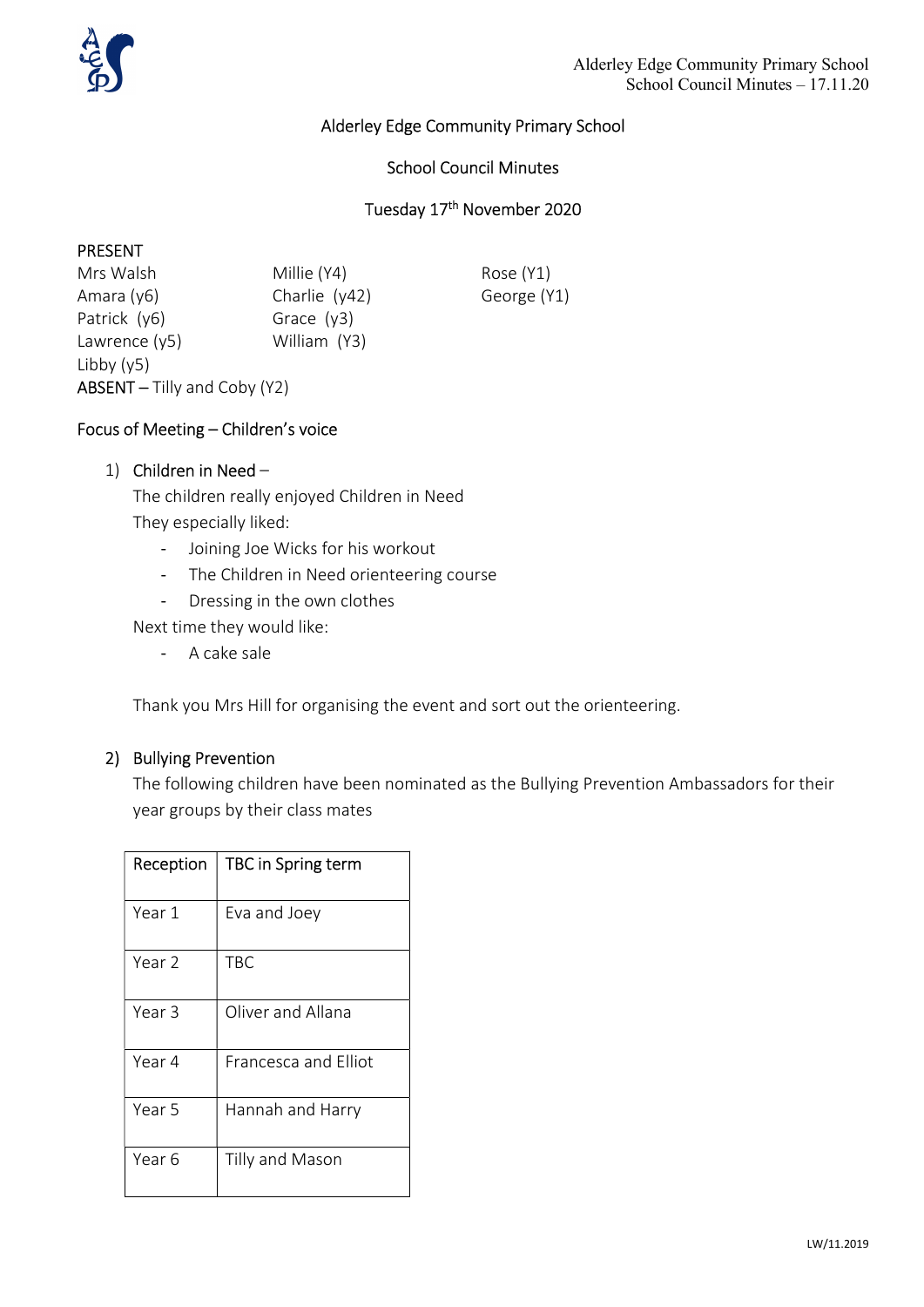# Alderley Edge Community Primary School

## School Council Minutes

### Tuesday 17th November 2020

PRESENT

Mrs Walsh
Amara (y6)
Patrick (y6)
Lawrence (y5)
Libby (y5)
Millie (Y4)
Charlie (y42)
Grace (y3)
William (Y3)
Rose (Y1)
George (Y1)

ABSENT – Tilly and Coby (Y2)

Focus of Meeting – Children's voice

1) Children in Need –

   The children really enjoyed Children in Need

   They especially liked:

   - Joining Joe Wicks for his workout
   - The Children in Need orienteering course
   - Dressing in the own clothes

   Next time they would like:

   - A cake sale

   Thank you Mrs Hill for organising the event and sort out the orienteering.

2) Bullying Prevention

   The following children have been nominated as the Bullying Prevention Ambassadors for their year groups by their class mates

| | |
|---|---|
| Reception | TBC in Spring term |
| Year 1 | Eva and Joey |
| Year 2 | TBC |
| Year 3 | Oliver and Allana |
| Year 4 | Francesca and Elliot |
| Year 5 | Hannah and Harry |
| Year 6 | Tilly and Mason |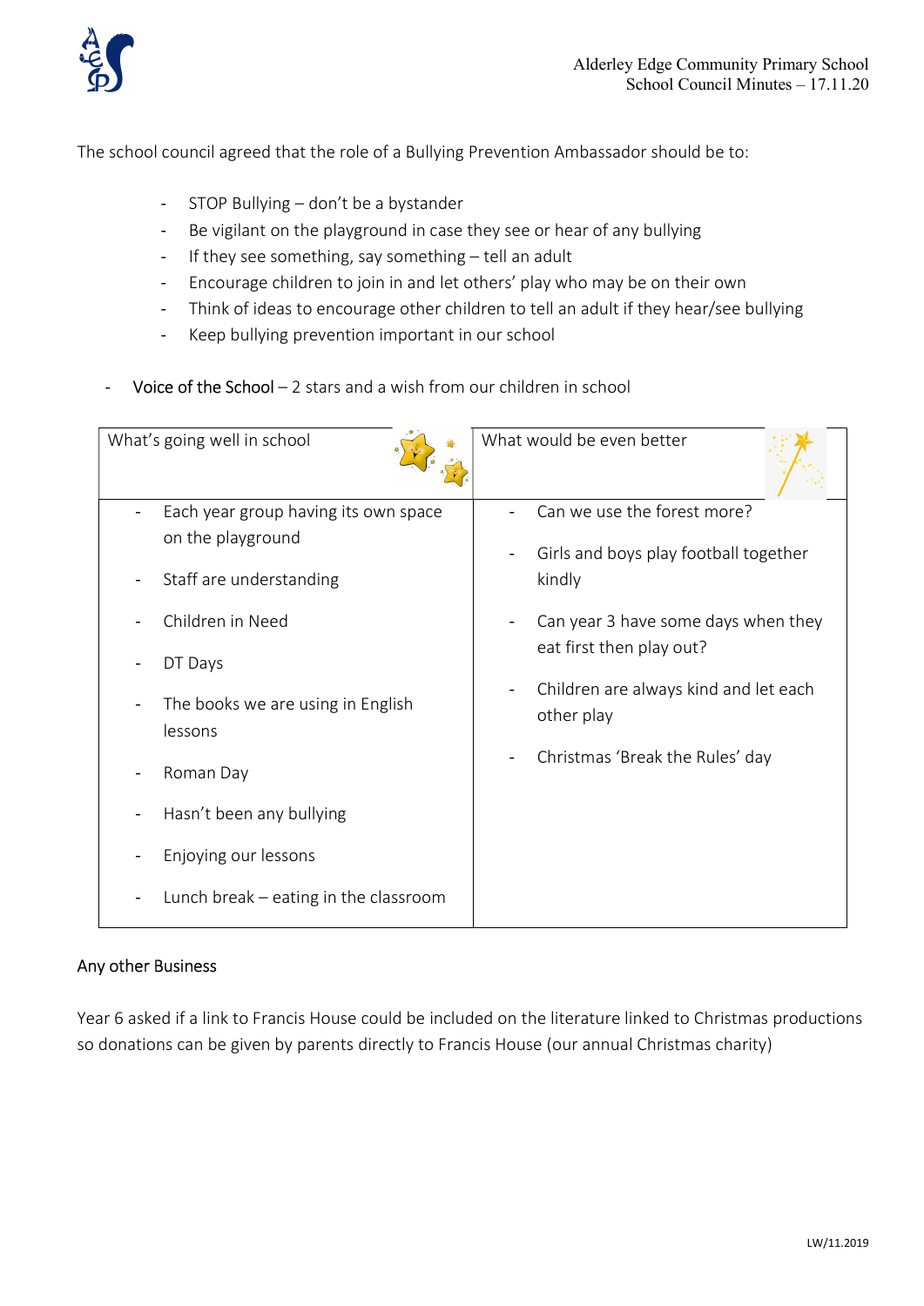The school council agreed that the role of a Bullying Prevention Ambassador should be to:

- STOP Bullying – don't be a bystander
- Be vigilant on the playground in case they see or hear of any bullying
- If they see something, say something – tell an adult
- Encourage children to join in and let others' play who may be on their own
- Think of ideas to encourage other children to tell an adult if they hear/see bullying
- Keep bullying prevention important in our school

- Voice of the School – 2 stars and a wish from our children in school

| What's going well in school | What would be even better |
|---|---|
| - Each year group having its own space on the playground<br>- Staff are understanding<br>- Children in Need<br>- DT Days<br>- The books we are using in English lessons<br>- Roman Day<br>- Hasn't been any bullying<br>- Enjoying our lessons<br>- Lunch break – eating in the classroom | - Can we use the forest more?<br>- Girls and boys play football together kindly<br>- Can year 3 have some days when they eat first then play out?<br>- Children are always kind and let each other play<br>- Christmas 'Break the Rules' day |

## Any other Business

Year 6 asked if a link to Francis House could be included on the literature linked to Christmas productions so donations can be given by parents directly to Francis House (our annual Christmas charity)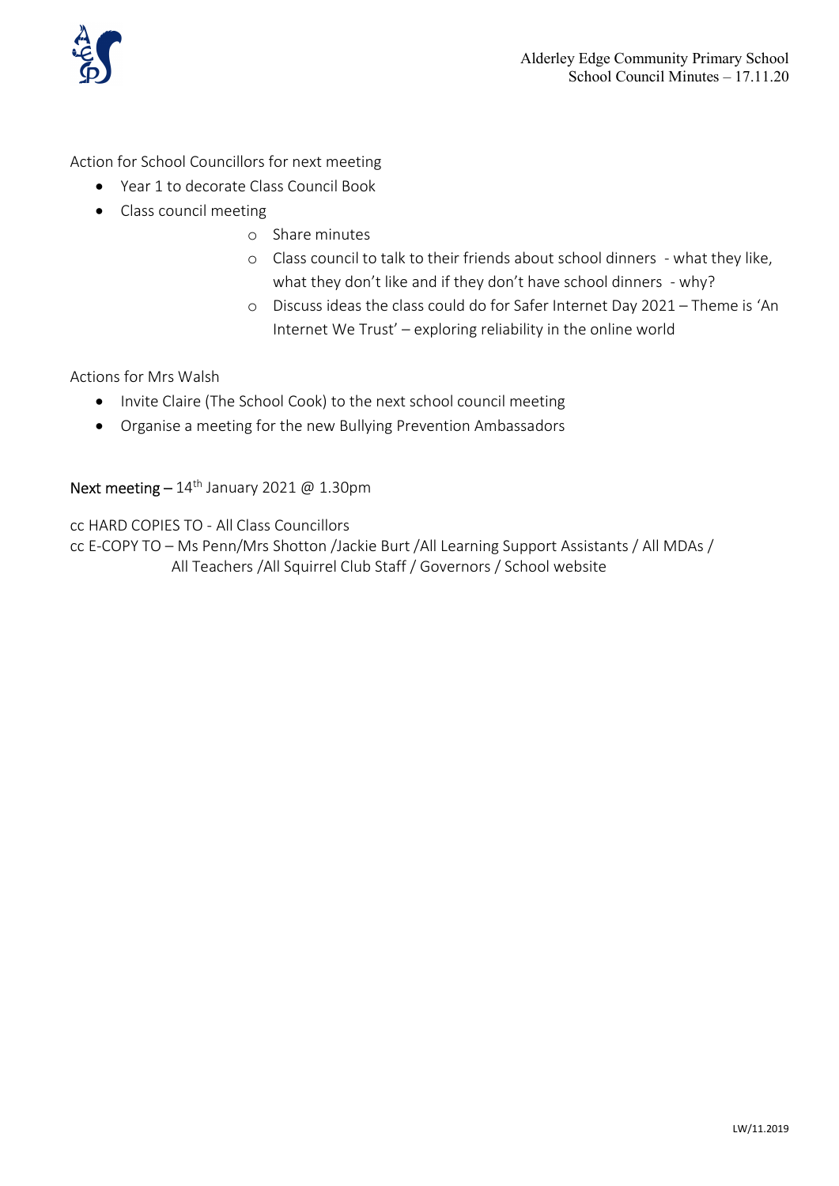Action for School Councillors for next meeting

- Year 1 to decorate Class Council Book
- Class council meeting
  - Share minutes
  - Class council to talk to their friends about school dinners - what they like, what they don't like and if they don't have school dinners - why?
  - Discuss ideas the class could do for Safer Internet Day 2021 – Theme is 'An Internet We Trust' – exploring reliability in the online world

Actions for Mrs Walsh

- Invite Claire (The School Cook) to the next school council meeting
- Organise a meeting for the new Bullying Prevention Ambassadors

Next meeting – 14th January 2021 @ 1.30pm

cc HARD COPIES TO - All Class Councillors
cc E-COPY TO – Ms Penn/Mrs Shotton /Jackie Burt /All Learning Support Assistants / All MDAs / All Teachers /All Squirrel Club Staff / Governors / School website